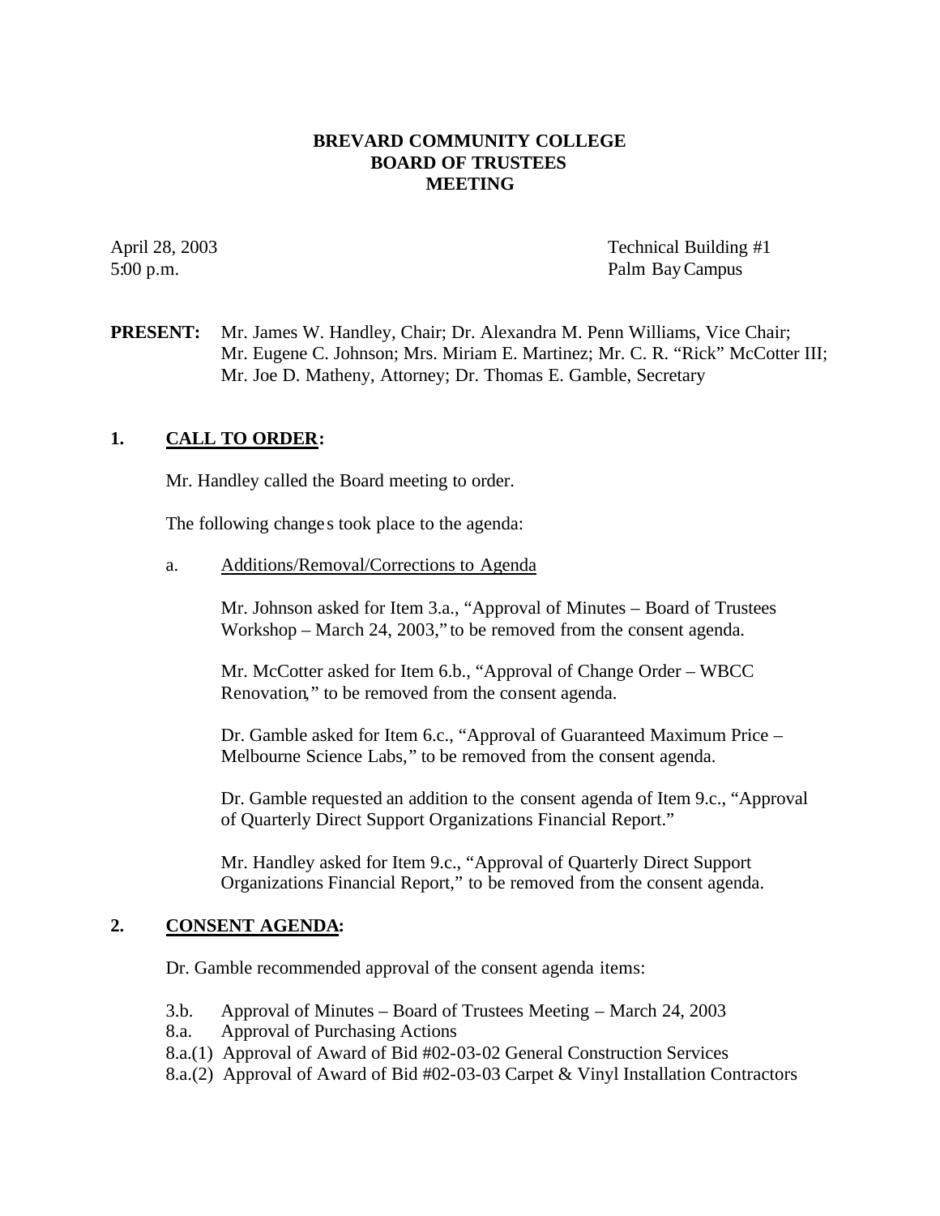# BREVARD COMMUNITY COLLEGE
# BOARD OF TRUSTEES
# MEETING

April 28, 2003
5:00 p.m.

Technical Building #1
Palm Bay Campus

**PRESENT:** Mr. James W. Handley, Chair; Dr. Alexandra M. Penn Williams, Vice Chair; Mr. Eugene C. Johnson; Mrs. Miriam E. Martinez; Mr. C. R. "Rick" McCotter III; Mr. Joe D. Matheny, Attorney; Dr. Thomas E. Gamble, Secretary

## 1. CALL TO ORDER:

Mr. Handley called the Board meeting to order.

The following changes took place to the agenda:

a. Additions/Removal/Corrections to Agenda

Mr. Johnson asked for Item 3.a., "Approval of Minutes – Board of Trustees Workshop – March 24, 2003," to be removed from the consent agenda.

Mr. McCotter asked for Item 6.b., "Approval of Change Order – WBCC Renovation," to be removed from the consent agenda.

Dr. Gamble asked for Item 6.c., "Approval of Guaranteed Maximum Price – Melbourne Science Labs," to be removed from the consent agenda.

Dr. Gamble requested an addition to the consent agenda of Item 9.c., "Approval of Quarterly Direct Support Organizations Financial Report."

Mr. Handley asked for Item 9.c., "Approval of Quarterly Direct Support Organizations Financial Report," to be removed from the consent agenda.

## 2. CONSENT AGENDA:

Dr. Gamble recommended approval of the consent agenda items:

3.b. Approval of Minutes – Board of Trustees Meeting – March 24, 2003
8.a. Approval of Purchasing Actions
8.a.(1) Approval of Award of Bid #02-03-02 General Construction Services
8.a.(2) Approval of Award of Bid #02-03-03 Carpet & Vinyl Installation Contractors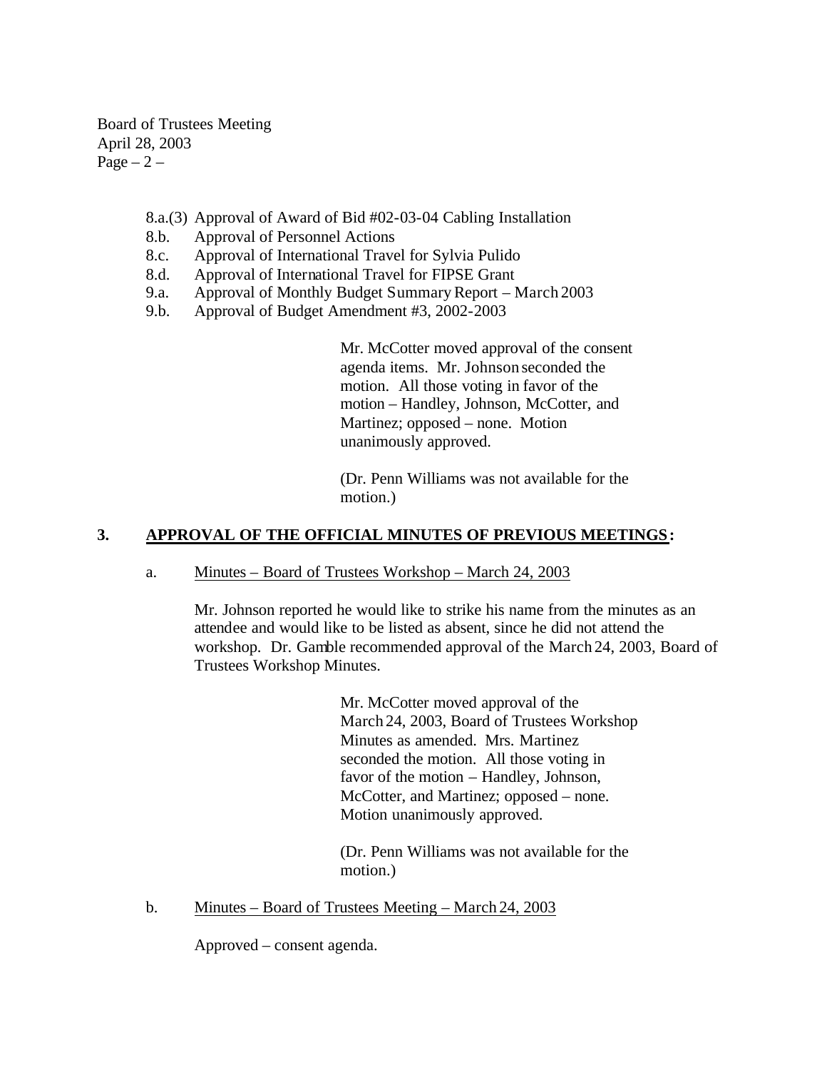8.a.(3) Approval of Award of Bid #02-03-04 Cabling Installation
8.b. Approval of Personnel Actions
8.c. Approval of International Travel for Sylvia Pulido
8.d. Approval of International Travel for FIPSE Grant
9.a. Approval of Monthly Budget Summary Report – March 2003
9.b. Approval of Budget Amendment #3, 2002-2003

Mr. McCotter moved approval of the consent agenda items. Mr. Johnson seconded the motion. All those voting in favor of the motion – Handley, Johnson, McCotter, and Martinez; opposed – none. Motion unanimously approved.

(Dr. Penn Williams was not available for the motion.)

## 3. APPROVAL OF THE OFFICIAL MINUTES OF PREVIOUS MEETINGS:

a. Minutes – Board of Trustees Workshop – March 24, 2003

Mr. Johnson reported he would like to strike his name from the minutes as an attendee and would like to be listed as absent, since he did not attend the workshop. Dr. Gamble recommended approval of the March 24, 2003, Board of Trustees Workshop Minutes.

Mr. McCotter moved approval of the March 24, 2003, Board of Trustees Workshop Minutes as amended. Mrs. Martinez seconded the motion. All those voting in favor of the motion – Handley, Johnson, McCotter, and Martinez; opposed – none. Motion unanimously approved.

(Dr. Penn Williams was not available for the motion.)

b. Minutes – Board of Trustees Meeting – March 24, 2003

Approved – consent agenda.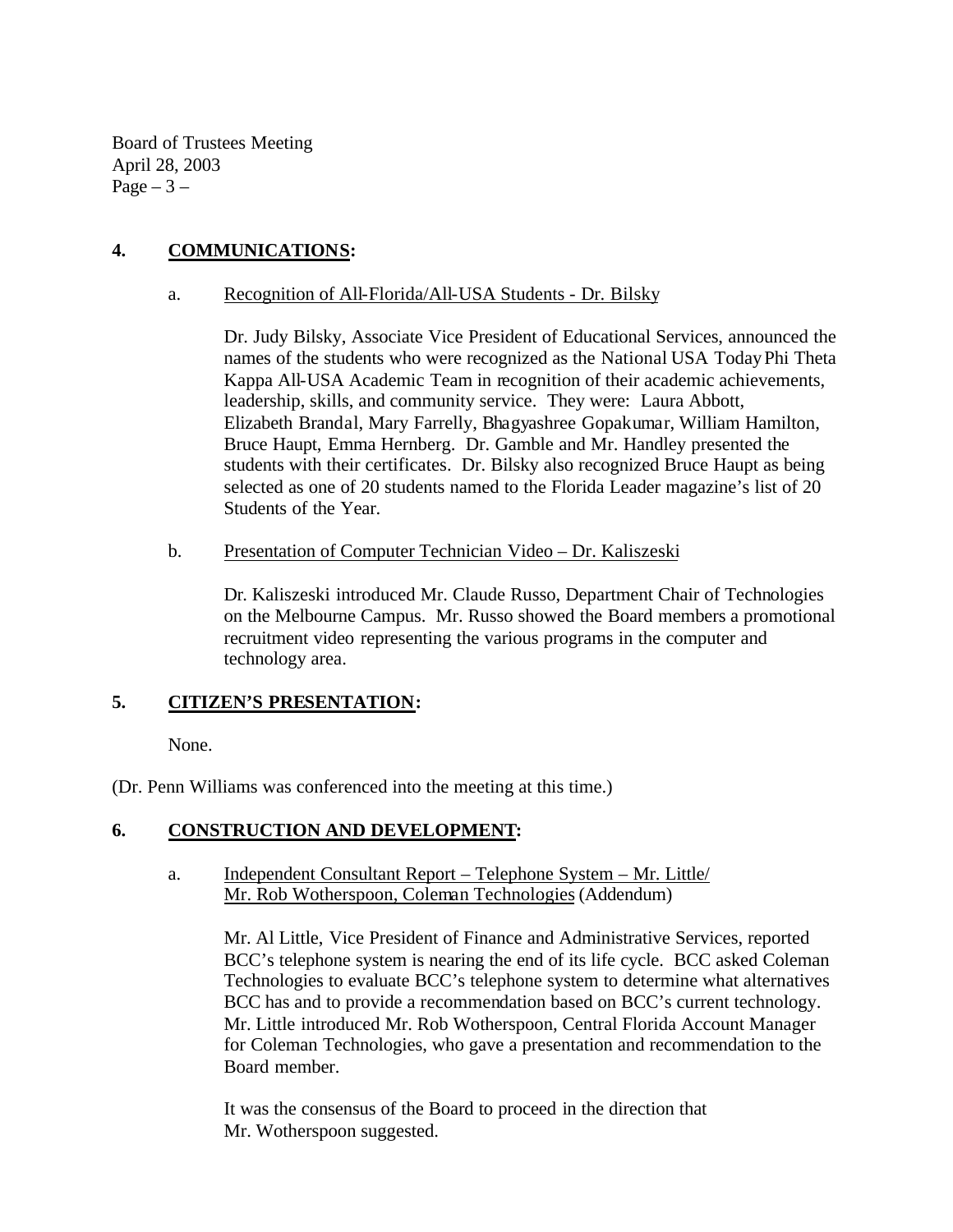## 4. COMMUNICATIONS:

a. Recognition of All-Florida/All-USA Students - Dr. Bilsky

Dr. Judy Bilsky, Associate Vice President of Educational Services, announced the names of the students who were recognized as the National USA Today Phi Theta Kappa All-USA Academic Team in recognition of their academic achievements, leadership, skills, and community service. They were: Laura Abbott, Elizabeth Brandal, Mary Farrelly, Bhagyashree Gopakumar, William Hamilton, Bruce Haupt, Emma Hernberg. Dr. Gamble and Mr. Handley presented the students with their certificates. Dr. Bilsky also recognized Bruce Haupt as being selected as one of 20 students named to the Florida Leader magazine's list of 20 Students of the Year.

b. Presentation of Computer Technician Video – Dr. Kaliszeski

Dr. Kaliszeski introduced Mr. Claude Russo, Department Chair of Technologies on the Melbourne Campus. Mr. Russo showed the Board members a promotional recruitment video representing the various programs in the computer and technology area.

## 5. CITIZEN'S PRESENTATION:

None.

(Dr. Penn Williams was conferenced into the meeting at this time.)

## 6. CONSTRUCTION AND DEVELOPMENT:

a. Independent Consultant Report – Telephone System – Mr. Little/ Mr. Rob Wotherspoon, Coleman Technologies (Addendum)

Mr. Al Little, Vice President of Finance and Administrative Services, reported BCC's telephone system is nearing the end of its life cycle. BCC asked Coleman Technologies to evaluate BCC's telephone system to determine what alternatives BCC has and to provide a recommendation based on BCC's current technology. Mr. Little introduced Mr. Rob Wotherspoon, Central Florida Account Manager for Coleman Technologies, who gave a presentation and recommendation to the Board member.

It was the consensus of the Board to proceed in the direction that Mr. Wotherspoon suggested.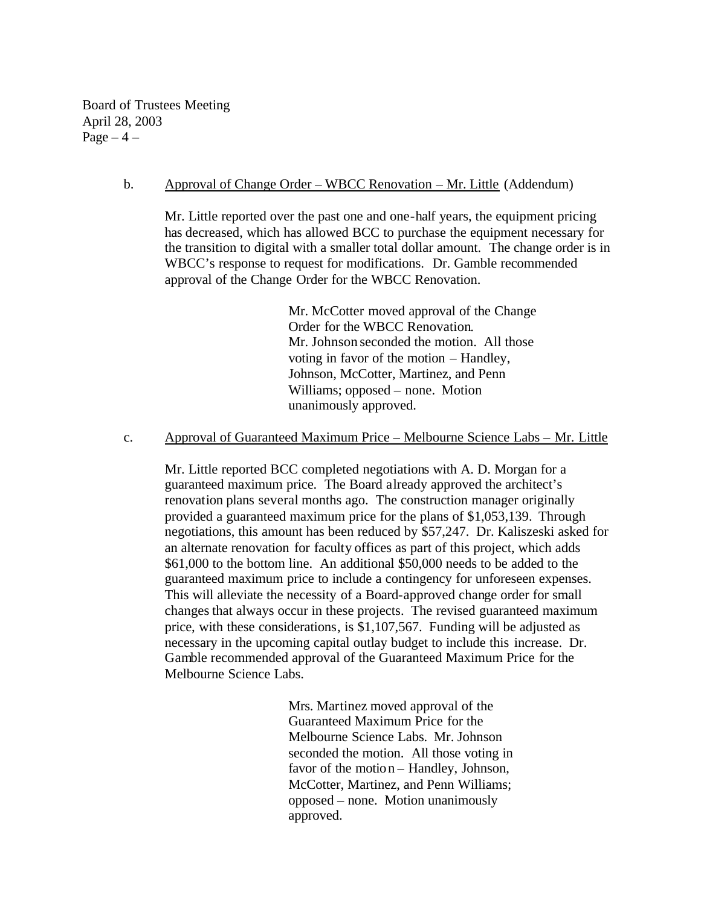b. Approval of Change Order – WBCC Renovation – Mr. Little (Addendum)

Mr. Little reported over the past one and one-half years, the equipment pricing has decreased, which has allowed BCC to purchase the equipment necessary for the transition to digital with a smaller total dollar amount. The change order is in WBCC's response to request for modifications. Dr. Gamble recommended approval of the Change Order for the WBCC Renovation.

> Mr. McCotter moved approval of the Change Order for the WBCC Renovation. Mr. Johnson seconded the motion. All those voting in favor of the motion – Handley, Johnson, McCotter, Martinez, and Penn Williams; opposed – none. Motion unanimously approved.

c. Approval of Guaranteed Maximum Price – Melbourne Science Labs – Mr. Little

Mr. Little reported BCC completed negotiations with A. D. Morgan for a guaranteed maximum price. The Board already approved the architect's renovation plans several months ago. The construction manager originally provided a guaranteed maximum price for the plans of $1,053,139. Through negotiations, this amount has been reduced by $57,247. Dr. Kaliszeski asked for an alternate renovation for faculty offices as part of this project, which adds $61,000 to the bottom line. An additional $50,000 needs to be added to the guaranteed maximum price to include a contingency for unforeseen expenses. This will alleviate the necessity of a Board-approved change order for small changes that always occur in these projects. The revised guaranteed maximum price, with these considerations, is $1,107,567. Funding will be adjusted as necessary in the upcoming capital outlay budget to include this increase. Dr. Gamble recommended approval of the Guaranteed Maximum Price for the Melbourne Science Labs.

> Mrs. Martinez moved approval of the Guaranteed Maximum Price for the Melbourne Science Labs. Mr. Johnson seconded the motion. All those voting in favor of the motion – Handley, Johnson, McCotter, Martinez, and Penn Williams; opposed – none. Motion unanimously approved.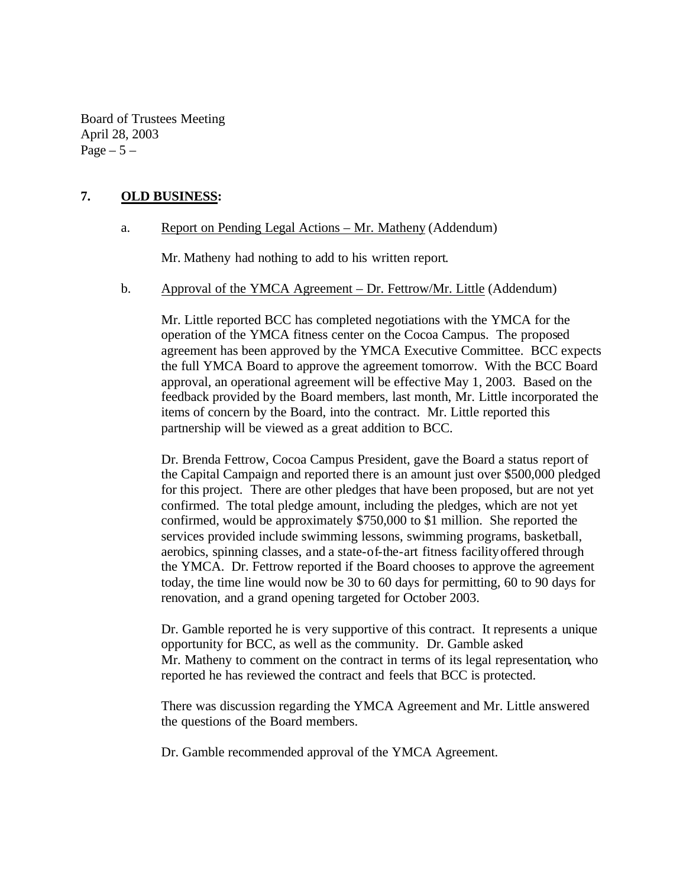## 7. **OLD BUSINESS:**

a. Report on Pending Legal Actions – Mr. Matheny (Addendum)

Mr. Matheny had nothing to add to his written report.

b. Approval of the YMCA Agreement – Dr. Fettrow/Mr. Little (Addendum)

Mr. Little reported BCC has completed negotiations with the YMCA for the operation of the YMCA fitness center on the Cocoa Campus. The proposed agreement has been approved by the YMCA Executive Committee. BCC expects the full YMCA Board to approve the agreement tomorrow. With the BCC Board approval, an operational agreement will be effective May 1, 2003. Based on the feedback provided by the Board members, last month, Mr. Little incorporated the items of concern by the Board, into the contract. Mr. Little reported this partnership will be viewed as a great addition to BCC.

Dr. Brenda Fettrow, Cocoa Campus President, gave the Board a status report of the Capital Campaign and reported there is an amount just over $500,000 pledged for this project. There are other pledges that have been proposed, but are not yet confirmed. The total pledge amount, including the pledges, which are not yet confirmed, would be approximately $750,000 to $1 million. She reported the services provided include swimming lessons, swimming programs, basketball, aerobics, spinning classes, and a state-of-the-art fitness facility offered through the YMCA. Dr. Fettrow reported if the Board chooses to approve the agreement today, the time line would now be 30 to 60 days for permitting, 60 to 90 days for renovation, and a grand opening targeted for October 2003.

Dr. Gamble reported he is very supportive of this contract. It represents a unique opportunity for BCC, as well as the community. Dr. Gamble asked Mr. Matheny to comment on the contract in terms of its legal representation, who reported he has reviewed the contract and feels that BCC is protected.

There was discussion regarding the YMCA Agreement and Mr. Little answered the questions of the Board members.

Dr. Gamble recommended approval of the YMCA Agreement.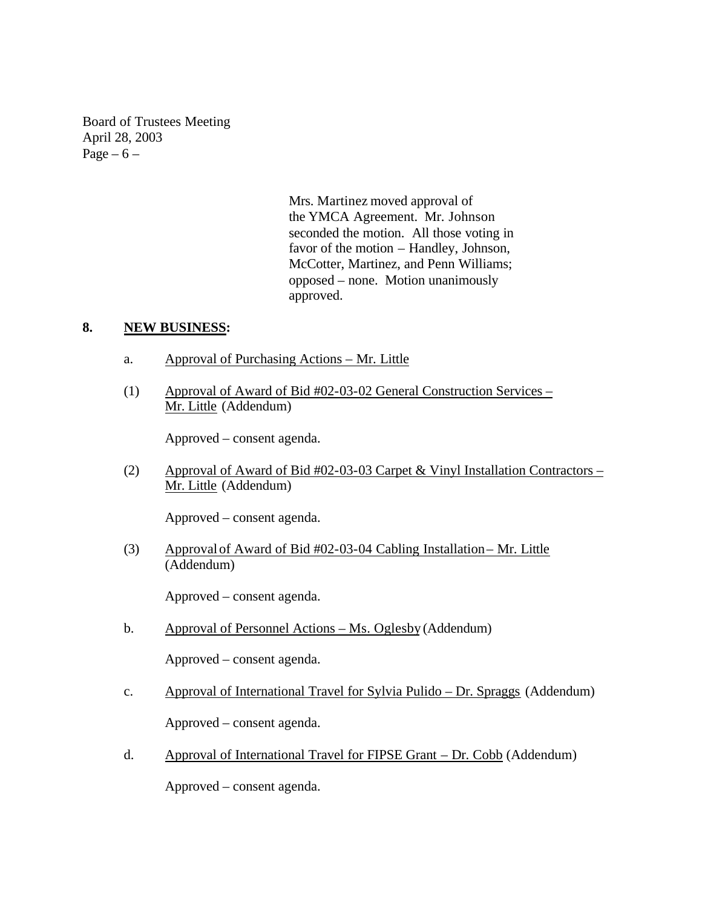Mrs. Martinez moved approval of the YMCA Agreement. Mr. Johnson seconded the motion. All those voting in favor of the motion – Handley, Johnson, McCotter, Martinez, and Penn Williams; opposed – none. Motion unanimously approved.

**8. NEW BUSINESS:**

a. Approval of Purchasing Actions – Mr. Little

(1) Approval of Award of Bid #02-03-02 General Construction Services – Mr. Little (Addendum)

Approved – consent agenda.

(2) Approval of Award of Bid #02-03-03 Carpet & Vinyl Installation Contractors – Mr. Little (Addendum)

Approved – consent agenda.

(3) Approval of Award of Bid #02-03-04 Cabling Installation – Mr. Little (Addendum)

Approved – consent agenda.

b. Approval of Personnel Actions – Ms. Oglesby (Addendum)

Approved – consent agenda.

c. Approval of International Travel for Sylvia Pulido – Dr. Spraggs (Addendum)

Approved – consent agenda.

d. Approval of International Travel for FIPSE Grant – Dr. Cobb (Addendum)

Approved – consent agenda.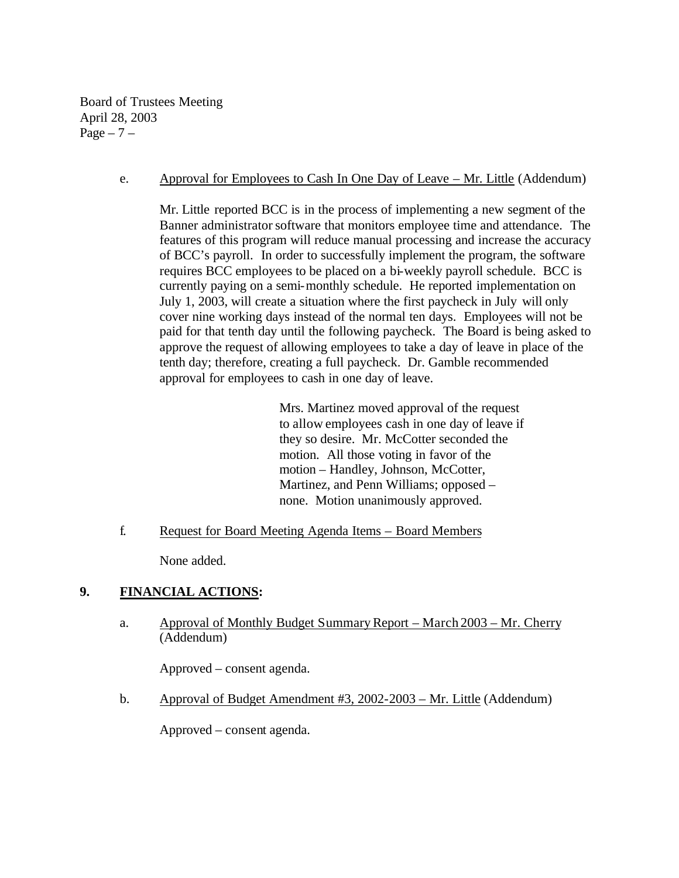e. Approval for Employees to Cash In One Day of Leave – Mr. Little (Addendum)

Mr. Little reported BCC is in the process of implementing a new segment of the Banner administrator software that monitors employee time and attendance. The features of this program will reduce manual processing and increase the accuracy of BCC's payroll. In order to successfully implement the program, the software requires BCC employees to be placed on a bi-weekly payroll schedule. BCC is currently paying on a semi-monthly schedule. He reported implementation on July 1, 2003, will create a situation where the first paycheck in July will only cover nine working days instead of the normal ten days. Employees will not be paid for that tenth day until the following paycheck. The Board is being asked to approve the request of allowing employees to take a day of leave in place of the tenth day; therefore, creating a full paycheck. Dr. Gamble recommended approval for employees to cash in one day of leave.

> Mrs. Martinez moved approval of the request to allow employees cash in one day of leave if they so desire. Mr. McCotter seconded the motion. All those voting in favor of the motion – Handley, Johnson, McCotter, Martinez, and Penn Williams; opposed – none. Motion unanimously approved.

f. Request for Board Meeting Agenda Items – Board Members

None added.

## 9. FINANCIAL ACTIONS:

a. Approval of Monthly Budget Summary Report – March 2003 – Mr. Cherry (Addendum)

Approved – consent agenda.

b. Approval of Budget Amendment #3, 2002-2003 – Mr. Little (Addendum)

Approved – consent agenda.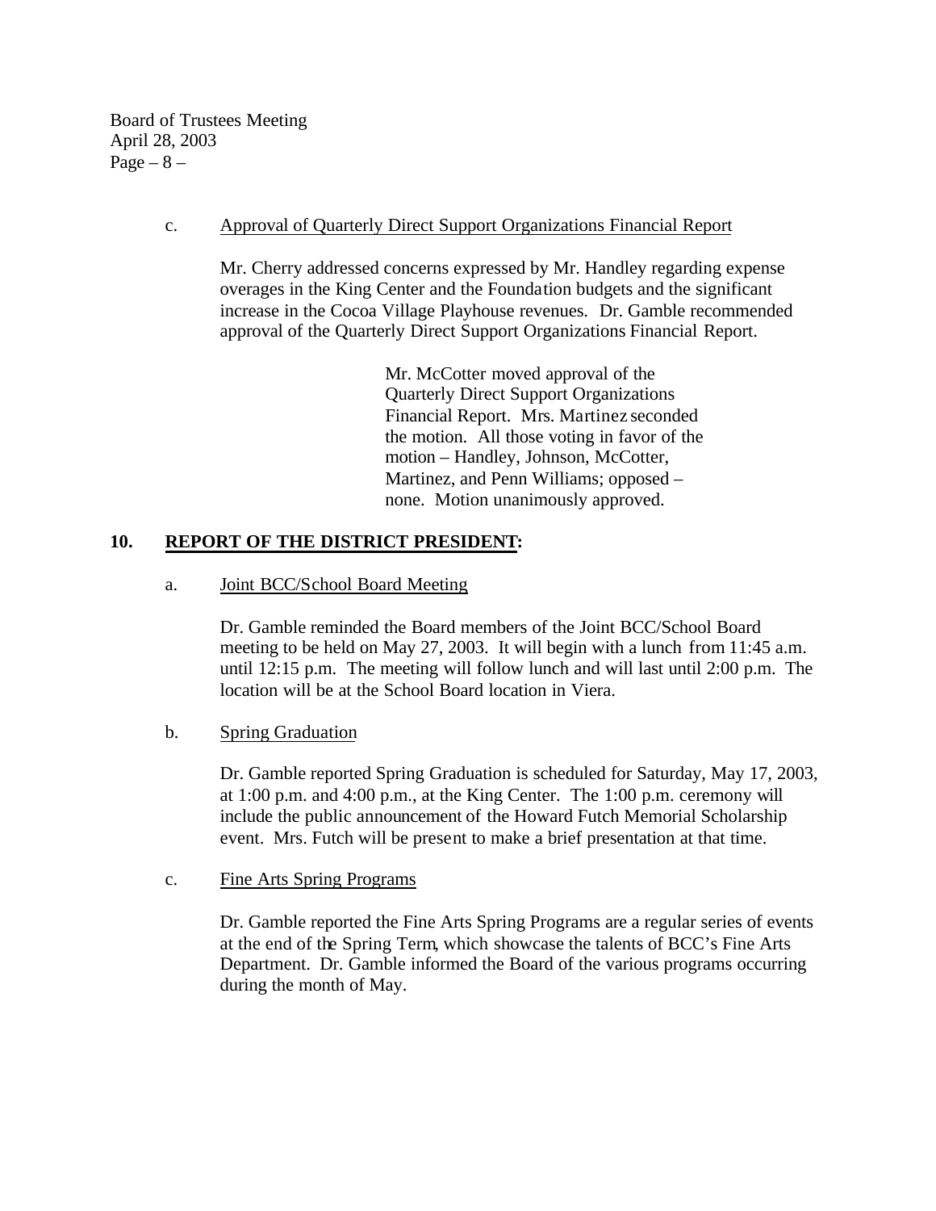c. Approval of Quarterly Direct Support Organizations Financial Report

Mr. Cherry addressed concerns expressed by Mr. Handley regarding expense overages in the King Center and the Foundation budgets and the significant increase in the Cocoa Village Playhouse revenues. Dr. Gamble recommended approval of the Quarterly Direct Support Organizations Financial Report.

> Mr. McCotter moved approval of the Quarterly Direct Support Organizations Financial Report. Mrs. Martinez seconded the motion. All those voting in favor of the motion – Handley, Johnson, McCotter, Martinez, and Penn Williams; opposed – none. Motion unanimously approved.

## 10. REPORT OF THE DISTRICT PRESIDENT:

a. Joint BCC/School Board Meeting

Dr. Gamble reminded the Board members of the Joint BCC/School Board meeting to be held on May 27, 2003. It will begin with a lunch from 11:45 a.m. until 12:15 p.m. The meeting will follow lunch and will last until 2:00 p.m. The location will be at the School Board location in Viera.

b. Spring Graduation

Dr. Gamble reported Spring Graduation is scheduled for Saturday, May 17, 2003, at 1:00 p.m. and 4:00 p.m., at the King Center. The 1:00 p.m. ceremony will include the public announcement of the Howard Futch Memorial Scholarship event. Mrs. Futch will be present to make a brief presentation at that time.

c. Fine Arts Spring Programs

Dr. Gamble reported the Fine Arts Spring Programs are a regular series of events at the end of the Spring Term, which showcase the talents of BCC's Fine Arts Department. Dr. Gamble informed the Board of the various programs occurring during the month of May.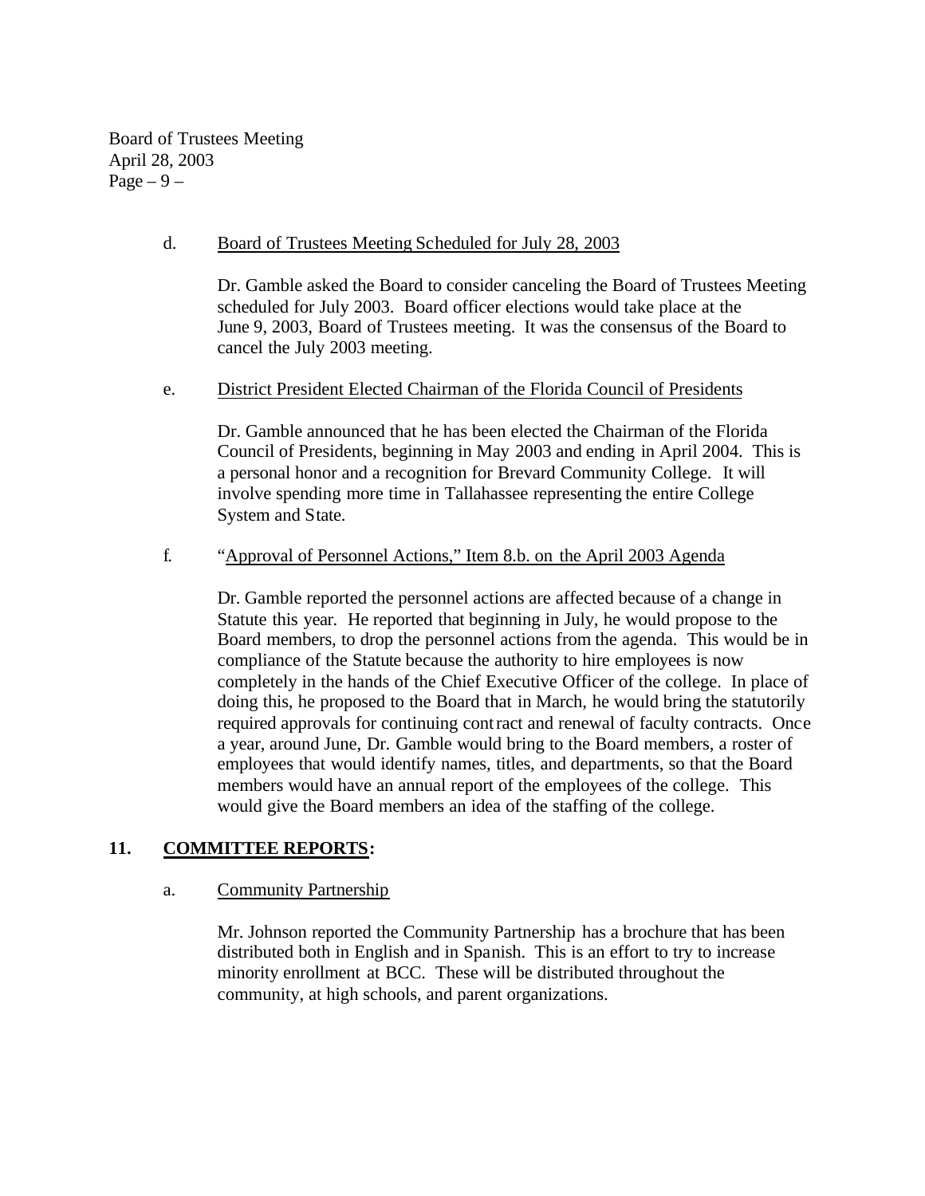d. <u>Board of Trustees Meeting Scheduled for July 28, 2003</u>

Dr. Gamble asked the Board to consider canceling the Board of Trustees Meeting scheduled for July 2003. Board officer elections would take place at the June 9, 2003, Board of Trustees meeting. It was the consensus of the Board to cancel the July 2003 meeting.

e. <u>District President Elected Chairman of the Florida Council of Presidents</u>

Dr. Gamble announced that he has been elected the Chairman of the Florida Council of Presidents, beginning in May 2003 and ending in April 2004. This is a personal honor and a recognition for Brevard Community College. It will involve spending more time in Tallahassee representing the entire College System and State.

f. "<u>Approval of Personnel Actions," Item 8.b. on the April 2003 Agenda</u>

Dr. Gamble reported the personnel actions are affected because of a change in Statute this year. He reported that beginning in July, he would propose to the Board members, to drop the personnel actions from the agenda. This would be in compliance of the Statute because the authority to hire employees is now completely in the hands of the Chief Executive Officer of the college. In place of doing this, he proposed to the Board that in March, he would bring the statutorily required approvals for continuing contract and renewal of faculty contracts. Once a year, around June, Dr. Gamble would bring to the Board members, a roster of employees that would identify names, titles, and departments, so that the Board members would have an annual report of the employees of the college. This would give the Board members an idea of the staffing of the college.

## 11. COMMITTEE REPORTS:

a. <u>Community Partnership</u>

Mr. Johnson reported the Community Partnership has a brochure that has been distributed both in English and in Spanish. This is an effort to try to increase minority enrollment at BCC. These will be distributed throughout the community, at high schools, and parent organizations.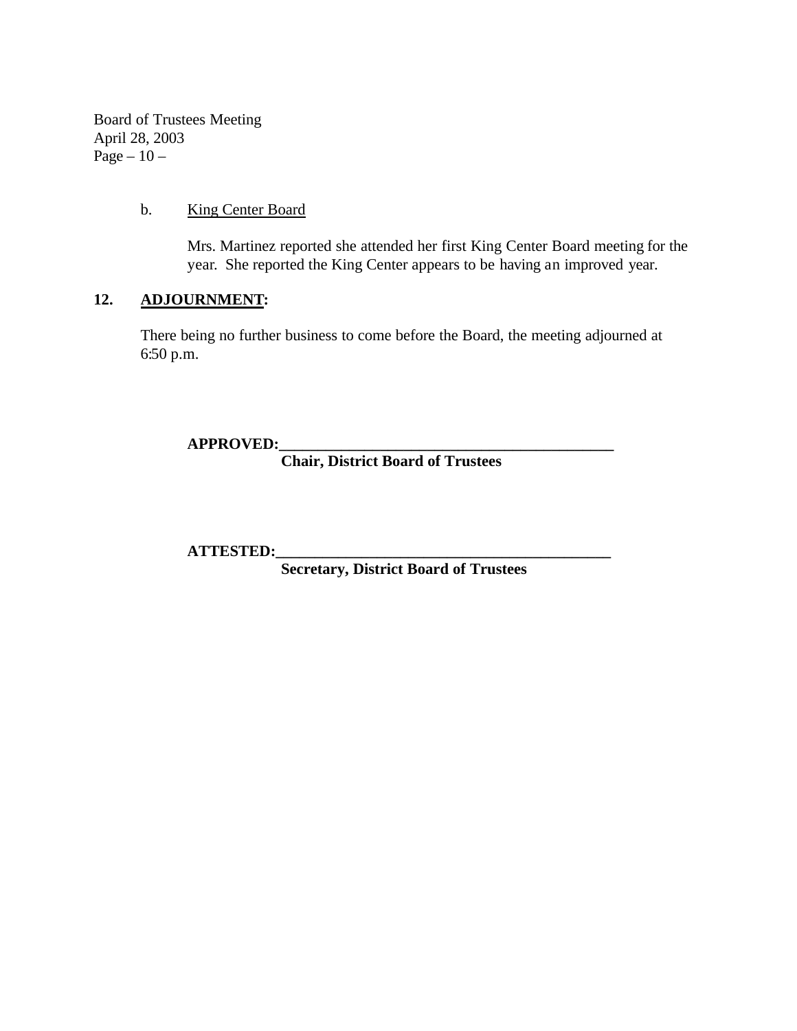b. King Center Board

Mrs. Martinez reported she attended her first King Center Board meeting for the year. She reported the King Center appears to be having an improved year.

**12. ADJOURNMENT:**

There being no further business to come before the Board, the meeting adjourned at 6:50 p.m.

**APPROVED:**\_\_\_\_\_\_\_\_\_\_\_\_\_\_\_\_\_\_\_\_\_\_\_\_\_\_\_\_\_\_\_\_\_\_\_\_\_\_\_\_\_\_\_\_
**Chair, District Board of Trustees**

**ATTESTED:**\_\_\_\_\_\_\_\_\_\_\_\_\_\_\_\_\_\_\_\_\_\_\_\_\_\_\_\_\_\_\_\_\_\_\_\_\_\_\_\_\_\_\_\_
**Secretary, District Board of Trustees**